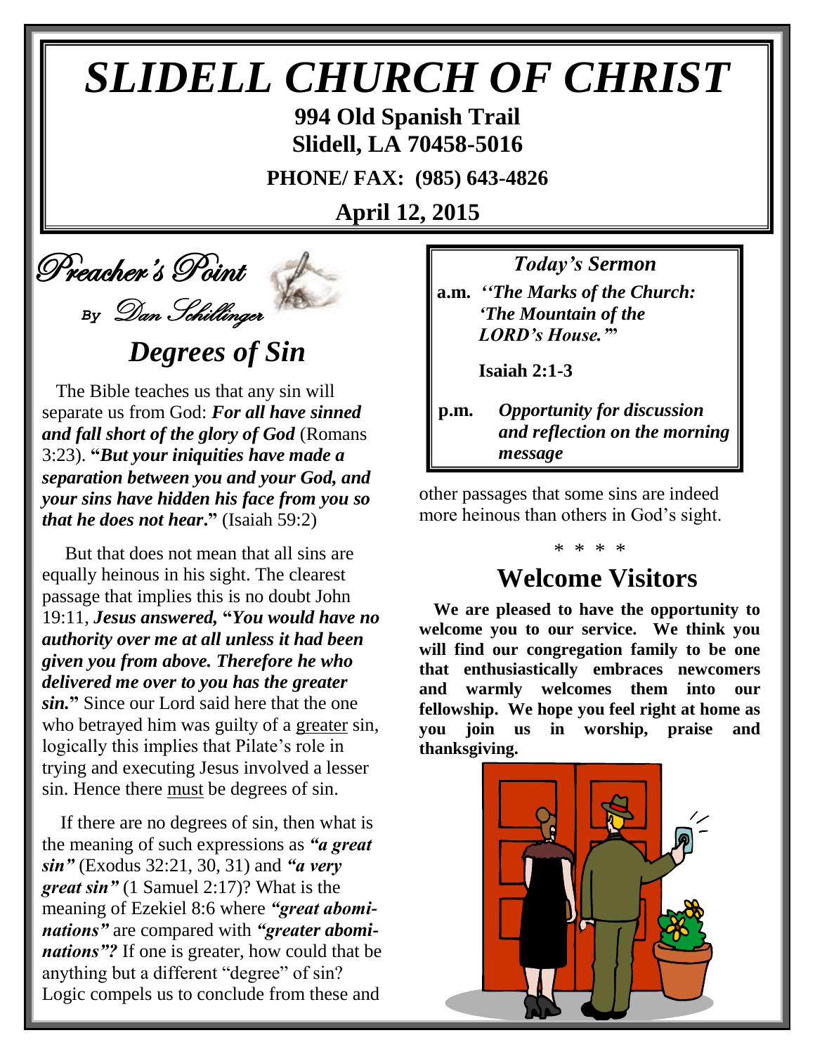# SLIDELL CHURCH OF CHRIST

**994 Old Spanish Trail**
**Slidell, LA 70458-5016**

**PHONE/ FAX: (985) 643-4826**

**April 12, 2015**

## Preacher's Point

*By Dan Schillinger*

## *Degrees of Sin*

The Bible teaches us that any sin will separate us from God: ***For all have sinned and fall short of the glory of God*** (Romans 3:23). **"*But your iniquities have made a separation between you and your God, and your sins have hidden his face from you so that he does not hear*."** (Isaiah 59:2)

But that does not mean that all sins are equally heinous in his sight. The clearest passage that implies this is no doubt John 19:11, ***Jesus answered, "You would have no authority over me at all unless it had been given you from above. Therefore he who delivered me over to you has the greater sin."*** Since our Lord said here that the one who betrayed him was guilty of a greater sin, logically this implies that Pilate's role in trying and executing Jesus involved a lesser sin. Hence there must be degrees of sin.

If there are no degrees of sin, then what is the meaning of such expressions as ***"a great sin"*** (Exodus 32:21, 30, 31) and ***"a very great sin"*** (1 Samuel 2:17)? What is the meaning of Ezekiel 8:6 where ***"great abominations"*** are compared with ***"greater abominations"?*** If one is greater, how could that be anything but a different "degree" of sin? Logic compels us to conclude from these and other passages that some sins are indeed more heinous than others in God's sight.

\* \* \* \*

### *Today's Sermon*

**a.m.** ***''The Marks of the Church: 'The Mountain of the LORD's House.'''***

**Isaiah 2:1-3**

**p.m.** ***Opportunity for discussion and reflection on the morning message***

## Welcome Visitors

**We are pleased to have the opportunity to welcome you to our service. We think you will find our congregation family to be one that enthusiastically embraces newcomers and warmly welcomes them into our fellowship. We hope you feel right at home as you join us in worship, praise and thanksgiving.**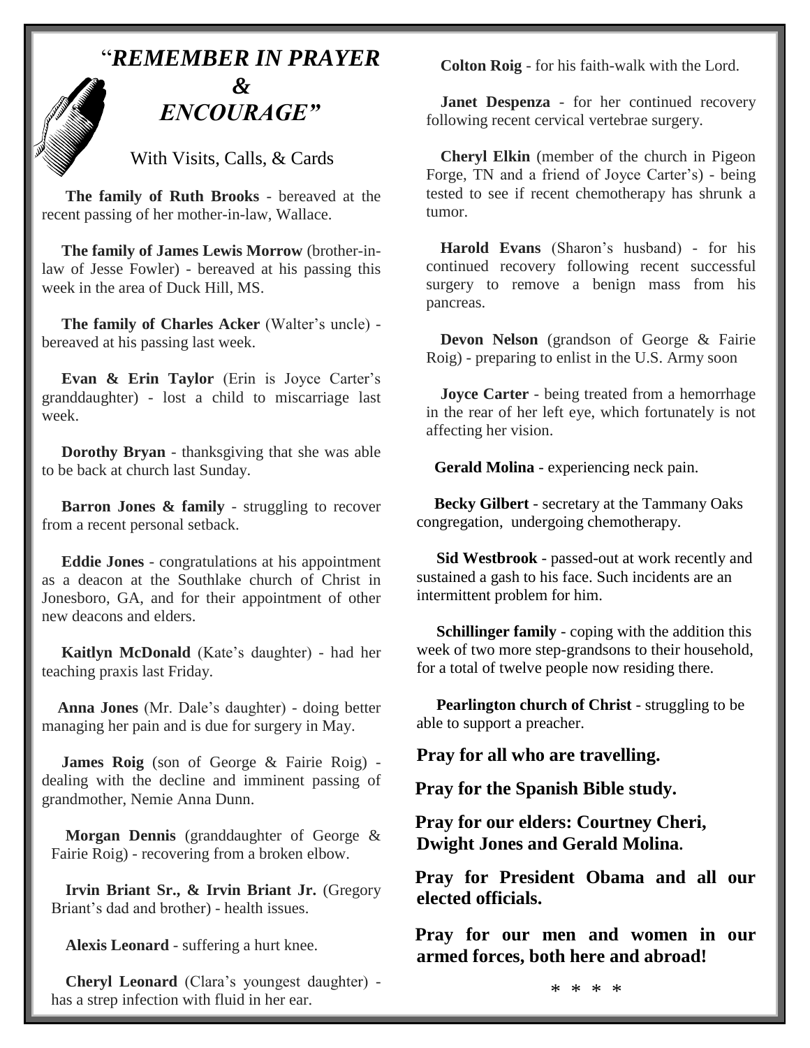# "*REMEMBER IN PRAYER & ENCOURAGE"*

With Visits, Calls, & Cards

**The family of Ruth Brooks** - bereaved at the recent passing of her mother-in-law, Wallace.

**The family of James Lewis Morrow** (brother-in-law of Jesse Fowler) - bereaved at his passing this week in the area of Duck Hill, MS.

**The family of Charles Acker** (Walter's uncle) - bereaved at his passing last week.

**Evan & Erin Taylor** (Erin is Joyce Carter's granddaughter) - lost a child to miscarriage last week.

**Dorothy Bryan** - thanksgiving that she was able to be back at church last Sunday.

**Barron Jones & family** - struggling to recover from a recent personal setback.

**Eddie Jones** - congratulations at his appointment as a deacon at the Southlake church of Christ in Jonesboro, GA, and for their appointment of other new deacons and elders.

**Kaitlyn McDonald** (Kate's daughter) - had her teaching praxis last Friday.

**Anna Jones** (Mr. Dale's daughter) - doing better managing her pain and is due for surgery in May.

**James Roig** (son of George & Fairie Roig) - dealing with the decline and imminent passing of grandmother, Nemie Anna Dunn.

**Morgan Dennis** (granddaughter of George & Fairie Roig) - recovering from a broken elbow.

**Irvin Briant Sr., & Irvin Briant Jr.** (Gregory Briant's dad and brother) - health issues.

**Alexis Leonard** - suffering a hurt knee.

**Cheryl Leonard** (Clara's youngest daughter) - has a strep infection with fluid in her ear.

**Colton Roig** - for his faith-walk with the Lord.

**Janet Despenza** - for her continued recovery following recent cervical vertebrae surgery.

**Cheryl Elkin** (member of the church in Pigeon Forge, TN and a friend of Joyce Carter's) - being tested to see if recent chemotherapy has shrunk a tumor.

**Harold Evans** (Sharon's husband) - for his continued recovery following recent successful surgery to remove a benign mass from his pancreas.

**Devon Nelson** (grandson of George & Fairie Roig) - preparing to enlist in the U.S. Army soon

**Joyce Carter** - being treated from a hemorrhage in the rear of her left eye, which fortunately is not affecting her vision.

**Gerald Molina** - experiencing neck pain.

**Becky Gilbert** - secretary at the Tammany Oaks congregation, undergoing chemotherapy.

**Sid Westbrook** - passed-out at work recently and sustained a gash to his face. Such incidents are an intermittent problem for him.

**Schillinger family** - coping with the addition this week of two more step-grandsons to their household, for a total of twelve people now residing there.

**Pearlington church of Christ** - struggling to be able to support a preacher.

**Pray for all who are travelling.**

**Pray for the Spanish Bible study.**

**Pray for our elders: Courtney Cheri, Dwight Jones and Gerald Molina.**

**Pray for President Obama and all our elected officials.**

**Pray for our men and women in our armed forces, both here and abroad!**

\* \* \* \*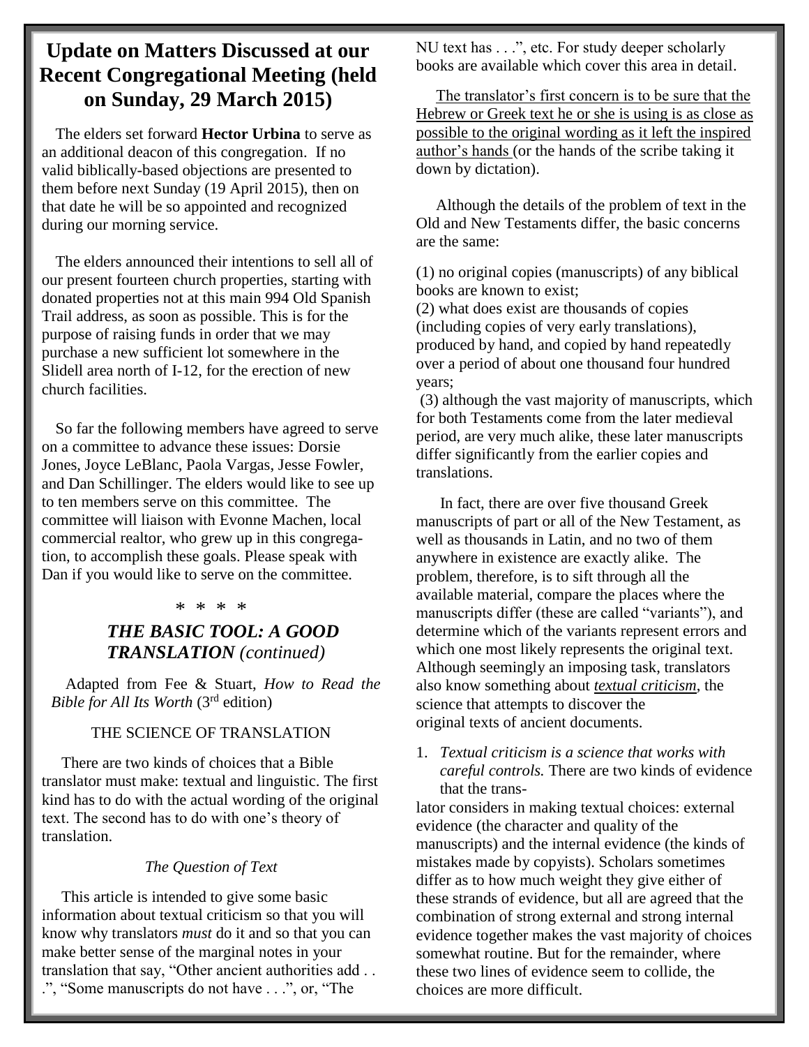## Update on Matters Discussed at our Recent Congregational Meeting (held on Sunday, 29 March 2015)

The elders set forward **Hector Urbina** to serve as an additional deacon of this congregation. If no valid biblically-based objections are presented to them before next Sunday (19 April 2015), then on that date he will be so appointed and recognized during our morning service.

The elders announced their intentions to sell all of our present fourteen church properties, starting with donated properties not at this main 994 Old Spanish Trail address, as soon as possible. This is for the purpose of raising funds in order that we may purchase a new sufficient lot somewhere in the Slidell area north of I-12, for the erection of new church facilities.

So far the following members have agreed to serve on a committee to advance these issues: Dorsie Jones, Joyce LeBlanc, Paola Vargas, Jesse Fowler, and Dan Schillinger. The elders would like to see up to ten members serve on this committee. The committee will liaison with Evonne Machen, local commercial realtor, who grew up in this congregation, to accomplish these goals. Please speak with Dan if you would like to serve on the committee.

\* \* \* \*

### *THE BASIC TOOL: A GOOD TRANSLATION (continued)*

Adapted from Fee & Stuart, *How to Read the Bible for All Its Worth* (3rd edition)

THE SCIENCE OF TRANSLATION

There are two kinds of choices that a Bible translator must make: textual and linguistic. The first kind has to do with the actual wording of the original text. The second has to do with one's theory of translation.

*The Question of Text*

This article is intended to give some basic information about textual criticism so that you will know why translators *must* do it and so that you can make better sense of the marginal notes in your translation that say, "Other ancient authorities add . . .", "Some manuscripts do not have . . .", or, "The NU text has . . .", etc. For study deeper scholarly books are available which cover this area in detail.

<u>The translator's first concern is to be sure that the Hebrew or Greek text he or she is using is as close as possible to the original wording as it left the inspired author's hands</u> (or the hands of the scribe taking it down by dictation).

Although the details of the problem of text in the Old and New Testaments differ, the basic concerns are the same:

(1) no original copies (manuscripts) of any biblical books are known to exist;
(2) what does exist are thousands of copies (including copies of very early translations), produced by hand, and copied by hand repeatedly over a period of about one thousand four hundred years;
(3) although the vast majority of manuscripts, which for both Testaments come from the later medieval period, are very much alike, these later manuscripts differ significantly from the earlier copies and translations.

In fact, there are over five thousand Greek manuscripts of part or all of the New Testament, as well as thousands in Latin, and no two of them anywhere in existence are exactly alike. The problem, therefore, is to sift through all the available material, compare the places where the manuscripts differ (these are called "variants"), and determine which of the variants represent errors and which one most likely represents the original text. Although seemingly an imposing task, translators also know something about <u>***textual criticism***</u>, the science that attempts to discover the original texts of ancient documents.

1. *Textual criticism is a science that works with careful controls.* There are two kinds of evidence that the translator considers in making textual choices: external evidence (the character and quality of the manuscripts) and the internal evidence (the kinds of mistakes made by copyists). Scholars sometimes differ as to how much weight they give either of these strands of evidence, but all are agreed that the combination of strong external and strong internal evidence together makes the vast majority of choices somewhat routine. But for the remainder, where these two lines of evidence seem to collide, the choices are more difficult.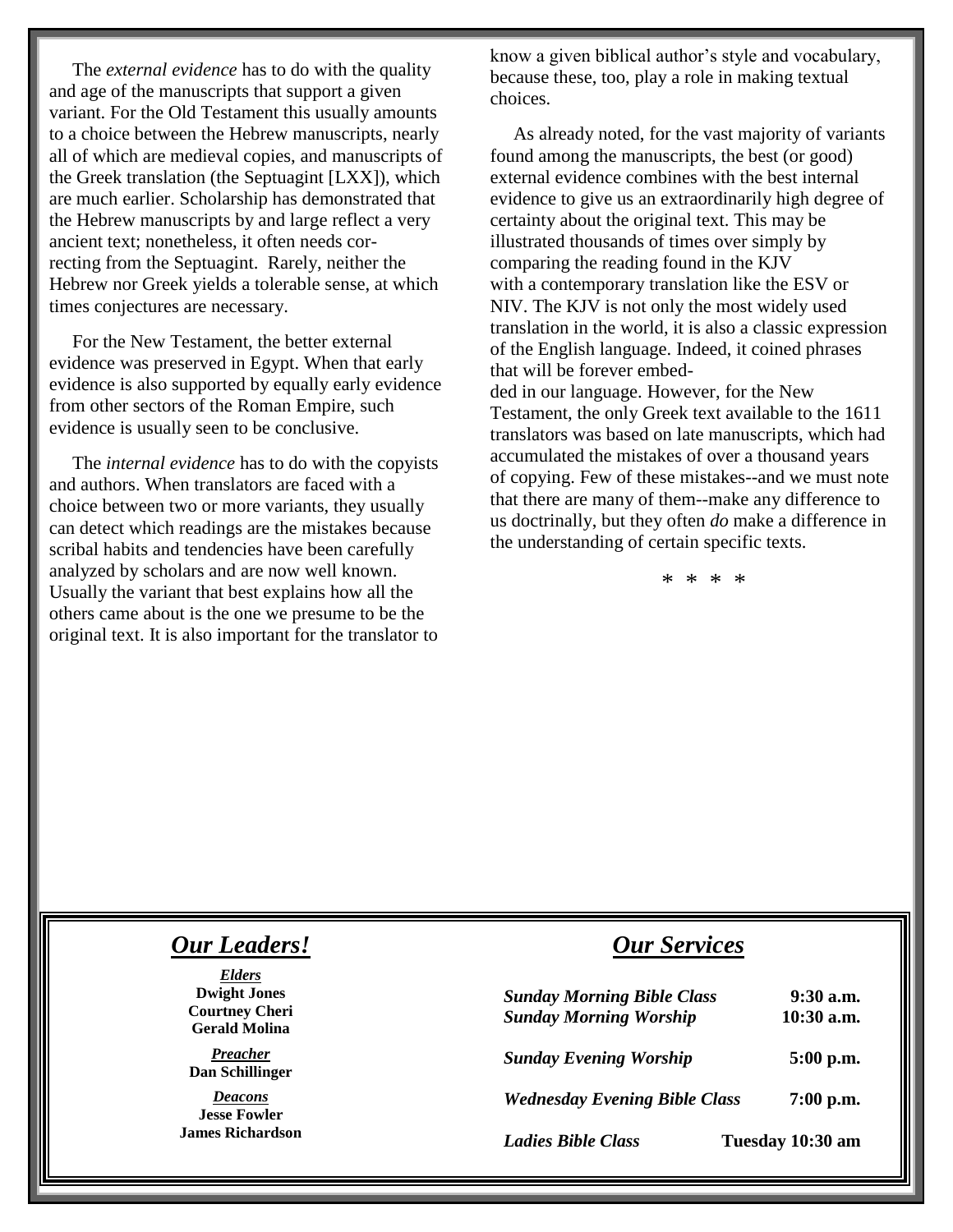The *external evidence* has to do with the quality and age of the manuscripts that support a given variant. For the Old Testament this usually amounts to a choice between the Hebrew manuscripts, nearly all of which are medieval copies, and manuscripts of the Greek translation (the Septuagint [LXX]), which are much earlier. Scholarship has demonstrated that the Hebrew manuscripts by and large reflect a very ancient text; nonetheless, it often needs correcting from the Septuagint. Rarely, neither the Hebrew nor Greek yields a tolerable sense, at which times conjectures are necessary.

For the New Testament, the better external evidence was preserved in Egypt. When that early evidence is also supported by equally early evidence from other sectors of the Roman Empire, such evidence is usually seen to be conclusive.

The *internal evidence* has to do with the copyists and authors. When translators are faced with a choice between two or more variants, they usually can detect which readings are the mistakes because scribal habits and tendencies have been carefully analyzed by scholars and are now well known. Usually the variant that best explains how all the others came about is the one we presume to be the original text. It is also important for the translator to know a given biblical author's style and vocabulary, because these, too, play a role in making textual choices.

As already noted, for the vast majority of variants found among the manuscripts, the best (or good) external evidence combines with the best internal evidence to give us an extraordinarily high degree of certainty about the original text. This may be illustrated thousands of times over simply by comparing the reading found in the KJV with a contemporary translation like the ESV or NIV. The KJV is not only the most widely used translation in the world, it is also a classic expression of the English language. Indeed, it coined phrases that will be forever embedded in our language. However, for the New Testament, the only Greek text available to the 1611 translators was based on late manuscripts, which had accumulated the mistakes of over a thousand years of copying. Few of these mistakes--and we must note that there are many of them--make any difference to us doctrinally, but they often *do* make a difference in the understanding of certain specific texts.

\* \* \* \*

## ***Our Leaders!***

***Elders***
**Dwight Jones**
**Courtney Cheri**
**Gerald Molina**

***Preacher***
**Dan Schillinger**

***Deacons***
**Jesse Fowler**
**James Richardson**

## ***Our Services***

| | |
|---|---|
| ***Sunday Morning Bible Class*** | **9:30 a.m.** |
| ***Sunday Morning Worship*** | **10:30 a.m.** |
| ***Sunday Evening Worship*** | **5:00 p.m.** |
| ***Wednesday Evening Bible Class*** | **7:00 p.m.** |
| ***Ladies Bible Class*** | **Tuesday 10:30 am** |